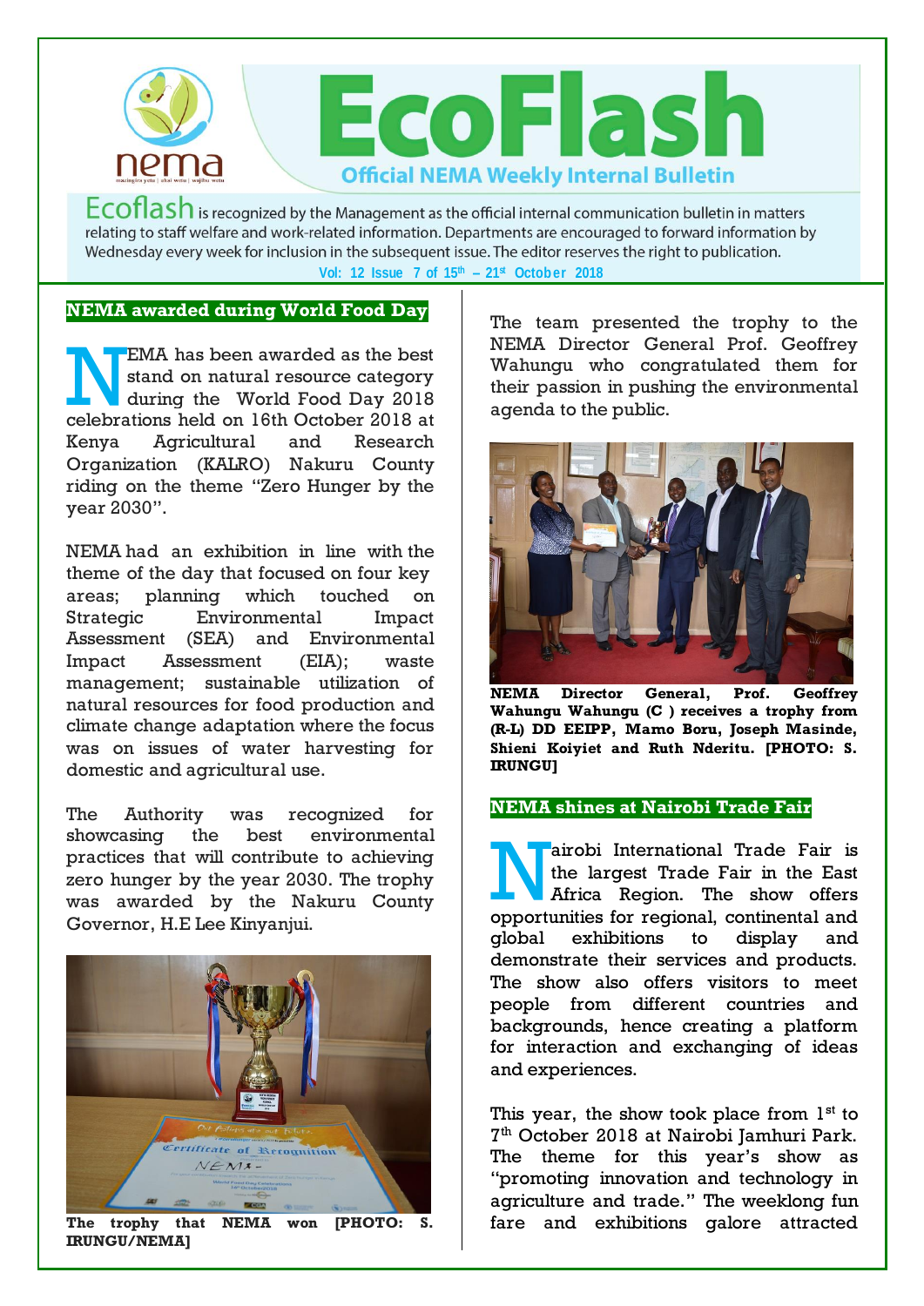# EcoFlash

**Official NEMA Weekly Internal Bulletin**

Ecoflash is recognized by the Management as the official internal communication bulletin in matters relating to staff welfare and work-related information. Departments are encouraged to forward information by Wednesday every week for inclusion in the subsequent issue. The editor reserves the right to publication.

**Vol: 12 Issue 7 of 15th – 21st October 2018**

## NEMA awarded during World Food Day

NEMA has been awarded as the best stand on natural resource category during the World Food Day 2018 celebrations held on 16th October 2018 at Kenya Agricultural and Research Organization (KALRO) Nakuru County riding on the theme "Zero Hunger by the year 2030".

NEMA had an exhibition in line with the theme of the day that focused on four key areas; planning which touched on Strategic Environmental Impact Assessment (SEA) and Environmental Impact Assessment (EIA); waste management; sustainable utilization of natural resources for food production and climate change adaptation where the focus was on issues of water harvesting for domestic and agricultural use.

The Authority was recognized for showcasing the best environmental practices that will contribute to achieving zero hunger by the year 2030. The trophy was awarded by the Nakuru County Governor, H.E Lee Kinyanjui.

**The trophy that NEMA won [PHOTO: S. IRUNGU/NEMA]**

The team presented the trophy to the NEMA Director General Prof. Geoffrey Wahungu who congratulated them for their passion in pushing the environmental agenda to the public.

**NEMA Director General, Prof. Geoffrey Wahungu Wahungu (C ) receives a trophy from (R-L) DD EEIPP, Mamo Boru, Joseph Masinde, Shieni Koiyiet and Ruth Nderitu. [PHOTO: S. IRUNGU]**

## NEMA shines at Nairobi Trade Fair

Nairobi International Trade Fair is the largest Trade Fair in the East Africa Region. The show offers opportunities for regional, continental and global exhibitions to display and demonstrate their services and products. The show also offers visitors to meet people from different countries and backgrounds, hence creating a platform for interaction and exchanging of ideas and experiences.

This year, the show took place from 1st to 7th October 2018 at Nairobi Jamhuri Park. The theme for this year's show as "promoting innovation and technology in agriculture and trade." The weeklong fun fare and exhibitions galore attracted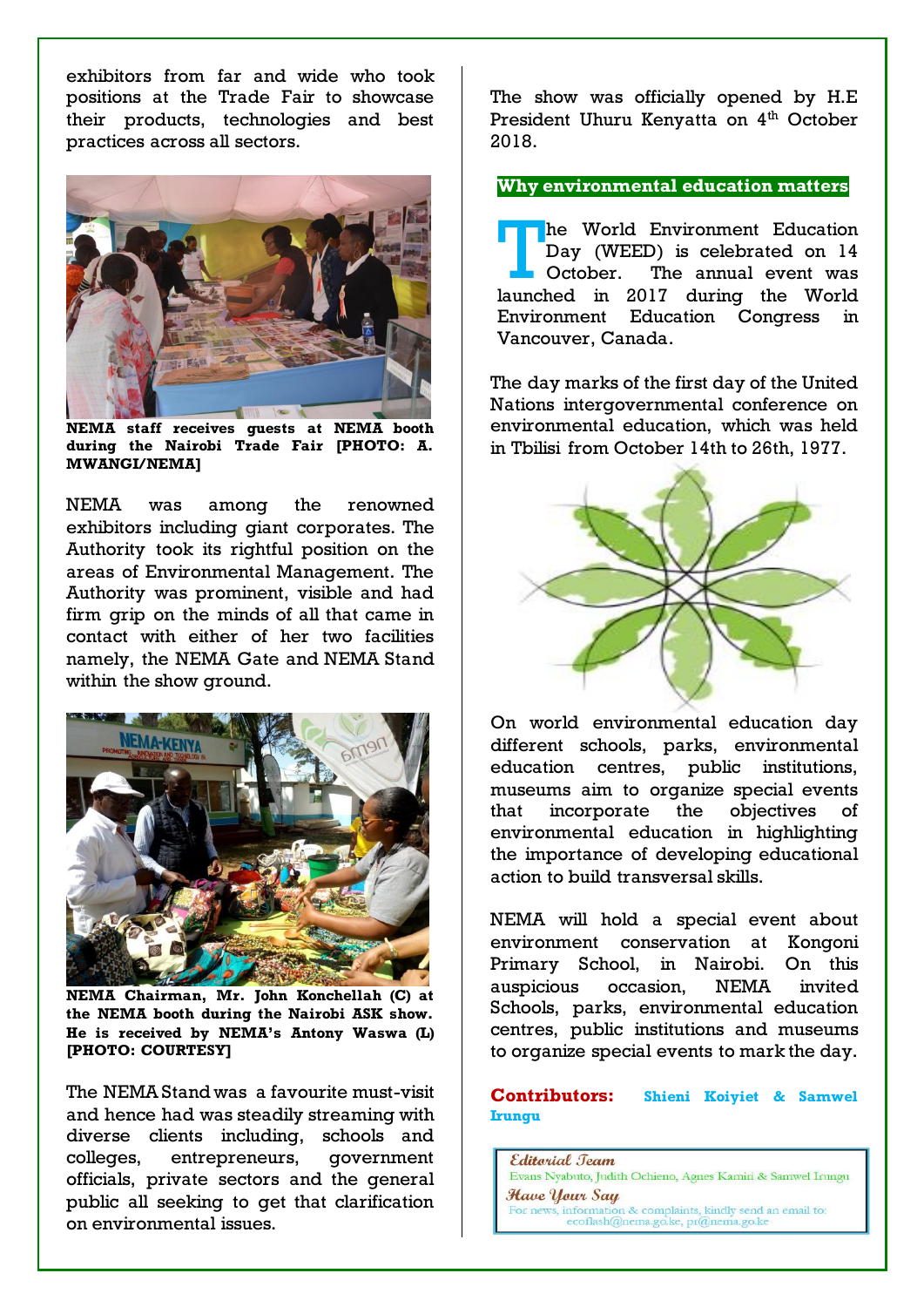exhibitors from far and wide who took positions at the Trade Fair to showcase their products, technologies and best practices across all sectors.

**NEMA staff receives guests at NEMA booth during the Nairobi Trade Fair [PHOTO: A. MWANGI/NEMA]**

NEMA was among the renowned exhibitors including giant corporates. The Authority took its rightful position on the areas of Environmental Management. The Authority was prominent, visible and had firm grip on the minds of all that came in contact with either of her two facilities namely, the NEMA Gate and NEMA Stand within the show ground.

**NEMA Chairman, Mr. John Konchellah (C) at the NEMA booth during the Nairobi ASK show. He is received by NEMA's Antony Waswa (L) [PHOTO: COURTESY]**

The NEMA Stand was a favourite must-visit and hence had was steadily streaming with diverse clients including, schools and colleges, entrepreneurs, government officials, private sectors and the general public all seeking to get that clarification on environmental issues.

The show was officially opened by H.E President Uhuru Kenyatta on 4th October 2018.

## Why environmental education matters

The World Environment Education Day (WEED) is celebrated on 14 October. The annual event was launched in 2017 during the World Environment Education Congress in Vancouver, Canada.

The day marks of the first day of the United Nations intergovernmental conference on environmental education, which was held in Tbilisi from October 14th to 26th, 1977.

On world environmental education day different schools, parks, environmental education centres, public institutions, museums aim to organize special events that incorporate the objectives of environmental education in highlighting the importance of developing educational action to build transversal skills.

NEMA will hold a special event about environment conservation at Kongoni Primary School, in Nairobi. On this auspicious occasion, NEMA invited Schools, parks, environmental education centres, public institutions and museums to organize special events to mark the day.

**Contributors:** **Shieni Koiyiet & Samwel Irungu**

*Editorial Team*
Evans Nyabuto, Judith Ochieno, Agnes Kamiri & Samwel Irungu

*Have Your Say*
For news, information & complaints, kindly send an email to: ecoflash@nema.go.ke, pr@nema.go.ke